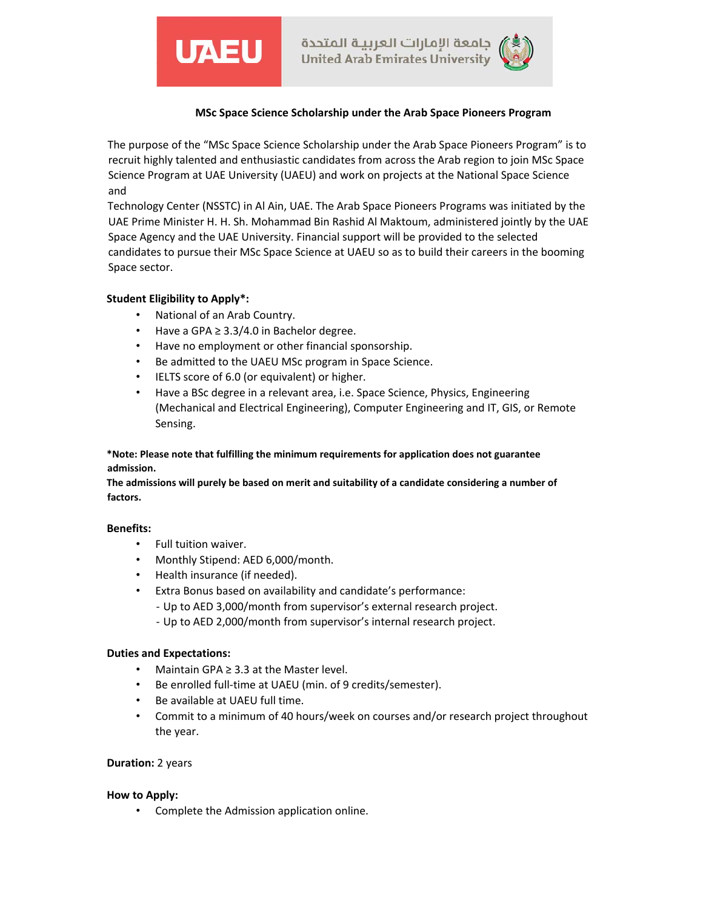UAEU

جامعة الإمارات العربيـة المتحدة
United Arab Emirates University

# MSc Space Science Scholarship under the Arab Space Pioneers Program

The purpose of the "MSc Space Science Scholarship under the Arab Space Pioneers Program" is to recruit highly talented and enthusiastic candidates from across the Arab region to join MSc Space Science Program at UAE University (UAEU) and work on projects at the National Space Science and Technology Center (NSSTC) in Al Ain, UAE. The Arab Space Pioneers Programs was initiated by the UAE Prime Minister H. H. Sh. Mohammad Bin Rashid Al Maktoum, administered jointly by the UAE Space Agency and the UAE University. Financial support will be provided to the selected candidates to pursue their MSc Space Science at UAEU so as to build their careers in the booming Space sector.

**Student Eligibility to Apply*:**

- National of an Arab Country.
- Have a GPA ≥ 3.3/4.0 in Bachelor degree.
- Have no employment or other financial sponsorship.
- Be admitted to the UAEU MSc program in Space Science.
- IELTS score of 6.0 (or equivalent) or higher.
- Have a BSc degree in a relevant area, i.e. Space Science, Physics, Engineering (Mechanical and Electrical Engineering), Computer Engineering and IT, GIS, or Remote Sensing.

**\*Note: Please note that fulfilling the minimum requirements for application does not guarantee admission.**
**The admissions will purely be based on merit and suitability of a candidate considering a number of factors.**

**Benefits:**

- Full tuition waiver.
- Monthly Stipend: AED 6,000/month.
- Health insurance (if needed).
- Extra Bonus based on availability and candidate's performance:
  - Up to AED 3,000/month from supervisor's external research project.
  - Up to AED 2,000/month from supervisor's internal research project.

**Duties and Expectations:**

- Maintain GPA ≥ 3.3 at the Master level.
- Be enrolled full-time at UAEU (min. of 9 credits/semester).
- Be available at UAEU full time.
- Commit to a minimum of 40 hours/week on courses and/or research project throughout the year.

**Duration:** 2 years

**How to Apply:**

- Complete the Admission application online.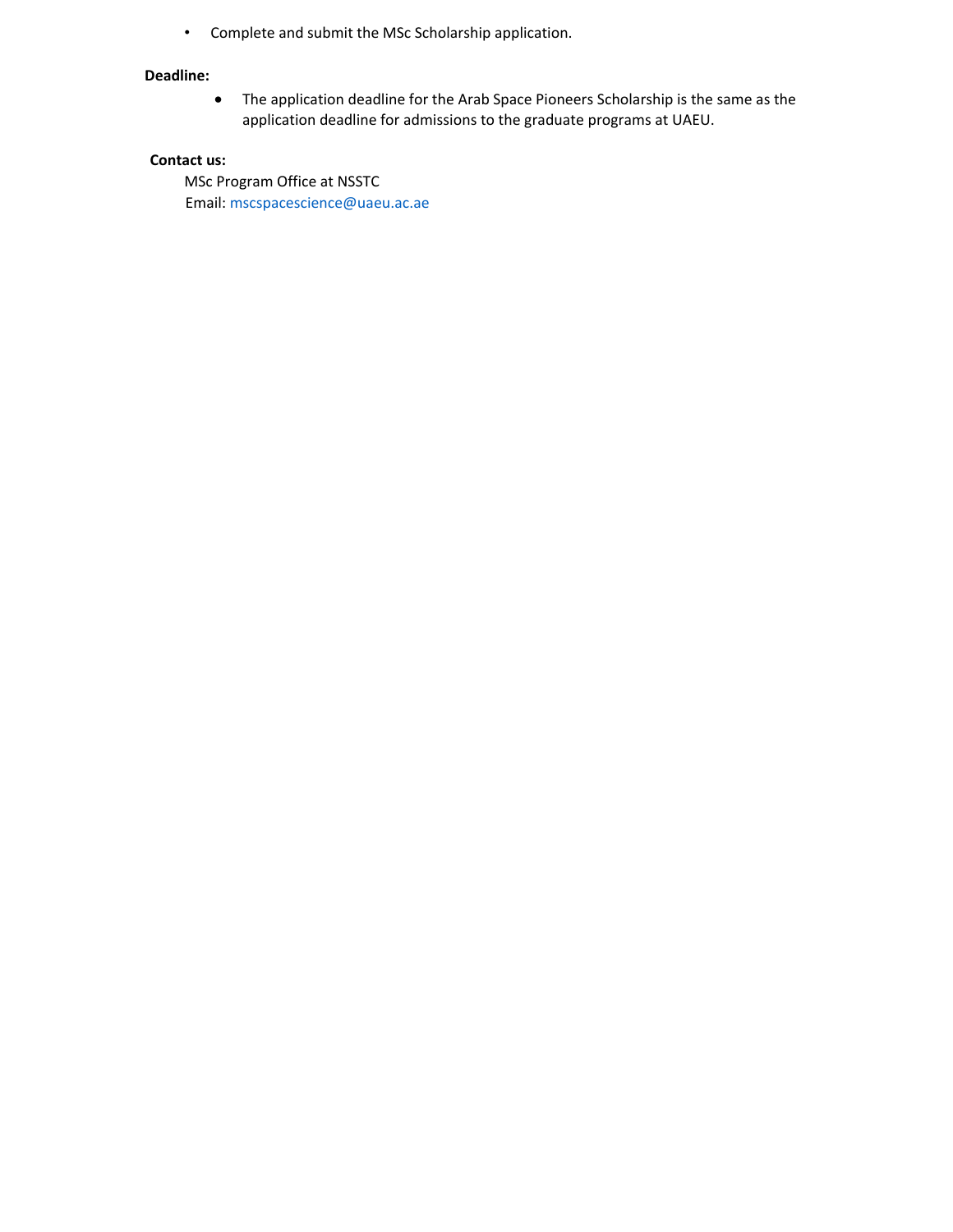- Complete and submit the MSc Scholarship application.

**Deadline:**

- The application deadline for the Arab Space Pioneers Scholarship is the same as the application deadline for admissions to the graduate programs at UAEU.

**Contact us:**

MSc Program Office at NSSTC
Email: mscspacescience@uaeu.ac.ae